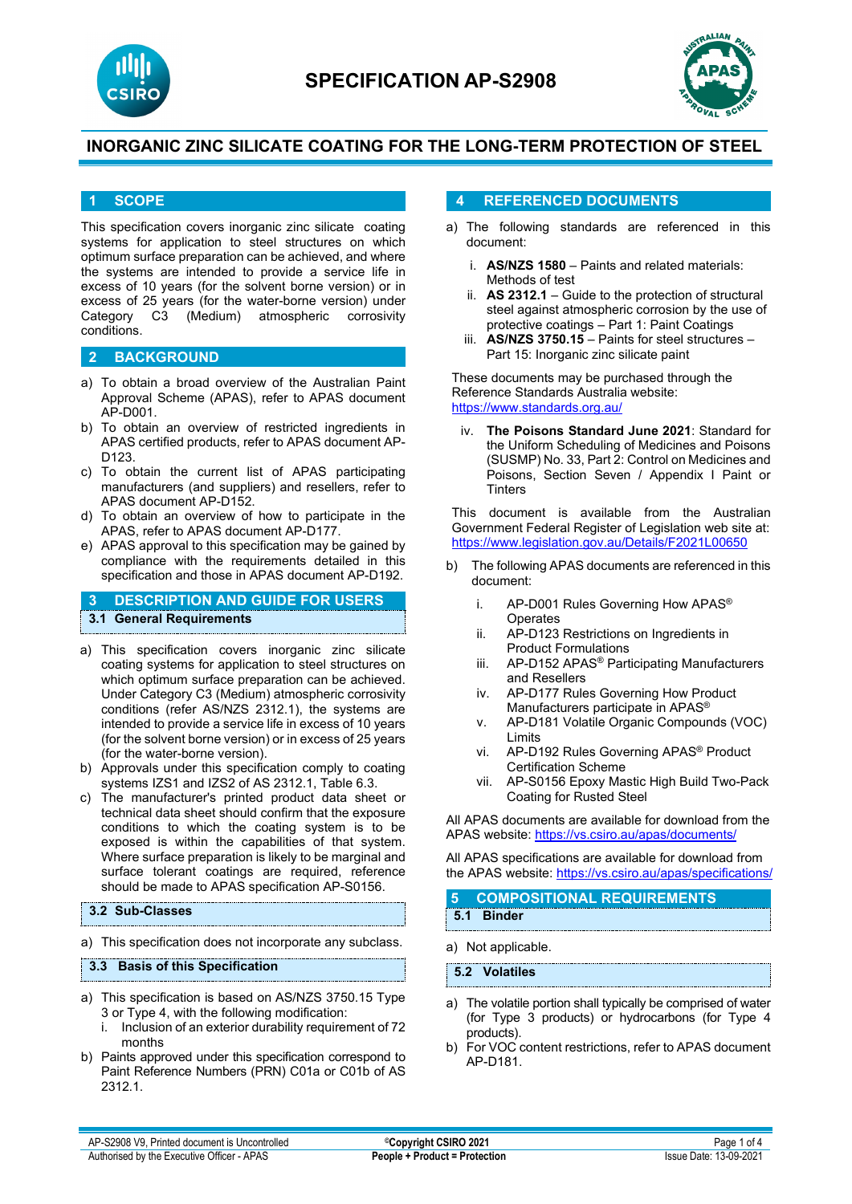# SPECIFICATION AP-S2908

## INORGANIC ZINC SILICATE COATING FOR THE LONG-TERM PROTECTION OF STEEL

## 1 SCOPE

This specification covers inorganic zinc silicate coating systems for application to steel structures on which optimum surface preparation can be achieved, and where the systems are intended to provide a service life in excess of 10 years (for the solvent borne version) or in excess of 25 years (for the water-borne version) under Category C3 (Medium) atmospheric corrosivity conditions.

## 2 BACKGROUND

a) To obtain a broad overview of the Australian Paint Approval Scheme (APAS), refer to APAS document AP-D001.
b) To obtain an overview of restricted ingredients in APAS certified products, refer to APAS document AP-D123.
c) To obtain the current list of APAS participating manufacturers (and suppliers) and resellers, refer to APAS document AP-D152.
d) To obtain an overview of how to participate in the APAS, refer to APAS document AP-D177.
e) APAS approval to this specification may be gained by compliance with the requirements detailed in this specification and those in APAS document AP-D192.

## 3 DESCRIPTION AND GUIDE FOR USERS

### 3.1 General Requirements

a) This specification covers inorganic zinc silicate coating systems for application to steel structures on which optimum surface preparation can be achieved. Under Category C3 (Medium) atmospheric corrosivity conditions (refer AS/NZS 2312.1), the systems are intended to provide a service life in excess of 10 years (for the solvent borne version) or in excess of 25 years (for the water-borne version).
b) Approvals under this specification comply to coating systems IZS1 and IZS2 of AS 2312.1, Table 6.3.
c) The manufacturer's printed product data sheet or technical data sheet should confirm that the exposure conditions to which the coating system is to be exposed is within the capabilities of that system. Where surface preparation is likely to be marginal and surface tolerant coatings are required, reference should be made to APAS specification AP-S0156.

### 3.2 Sub-Classes

a) This specification does not incorporate any subclass.

### 3.3 Basis of this Specification

a) This specification is based on AS/NZS 3750.15 Type 3 or Type 4, with the following modification:
   i. Inclusion of an exterior durability requirement of 72 months
b) Paints approved under this specification correspond to Paint Reference Numbers (PRN) C01a or C01b of AS 2312.1.

## 4 REFERENCED DOCUMENTS

a) The following standards are referenced in this document:

   i. **AS/NZS 1580** – Paints and related materials: Methods of test
   ii. **AS 2312.1** – Guide to the protection of structural steel against atmospheric corrosion by the use of protective coatings – Part 1: Paint Coatings
   iii. **AS/NZS 3750.15** – Paints for steel structures – Part 15: Inorganic zinc silicate paint

   These documents may be purchased through the Reference Standards Australia website: https://www.standards.org.au/

   iv. **The Poisons Standard June 2021**: Standard for the Uniform Scheduling of Medicines and Poisons (SUSMP) No. 33, Part 2: Control on Medicines and Poisons, Section Seven / Appendix I Paint or Tinters

   This document is available from the Australian Government Federal Register of Legislation web site at: https://www.legislation.gov.au/Details/F2021L00650

b) The following APAS documents are referenced in this document:

   i. AP-D001 Rules Governing How APAS® Operates
   ii. AP-D123 Restrictions on Ingredients in Product Formulations
   iii. AP-D152 APAS® Participating Manufacturers and Resellers
   iv. AP-D177 Rules Governing How Product Manufacturers participate in APAS®
   v. AP-D181 Volatile Organic Compounds (VOC) Limits
   vi. AP-D192 Rules Governing APAS® Product Certification Scheme
   vii. AP-S0156 Epoxy Mastic High Build Two-Pack Coating for Rusted Steel

All APAS documents are available for download from the APAS website: https://vs.csiro.au/apas/documents/

All APAS specifications are available for download from the APAS website: https://vs.csiro.au/apas/specifications/

## 5 COMPOSITIONAL REQUIREMENTS

### 5.1 Binder

a) Not applicable.

### 5.2 Volatiles

a) The volatile portion shall typically be comprised of water (for Type 3 products) or hydrocarbons (for Type 4 products).
b) For VOC content restrictions, refer to APAS document AP-D181.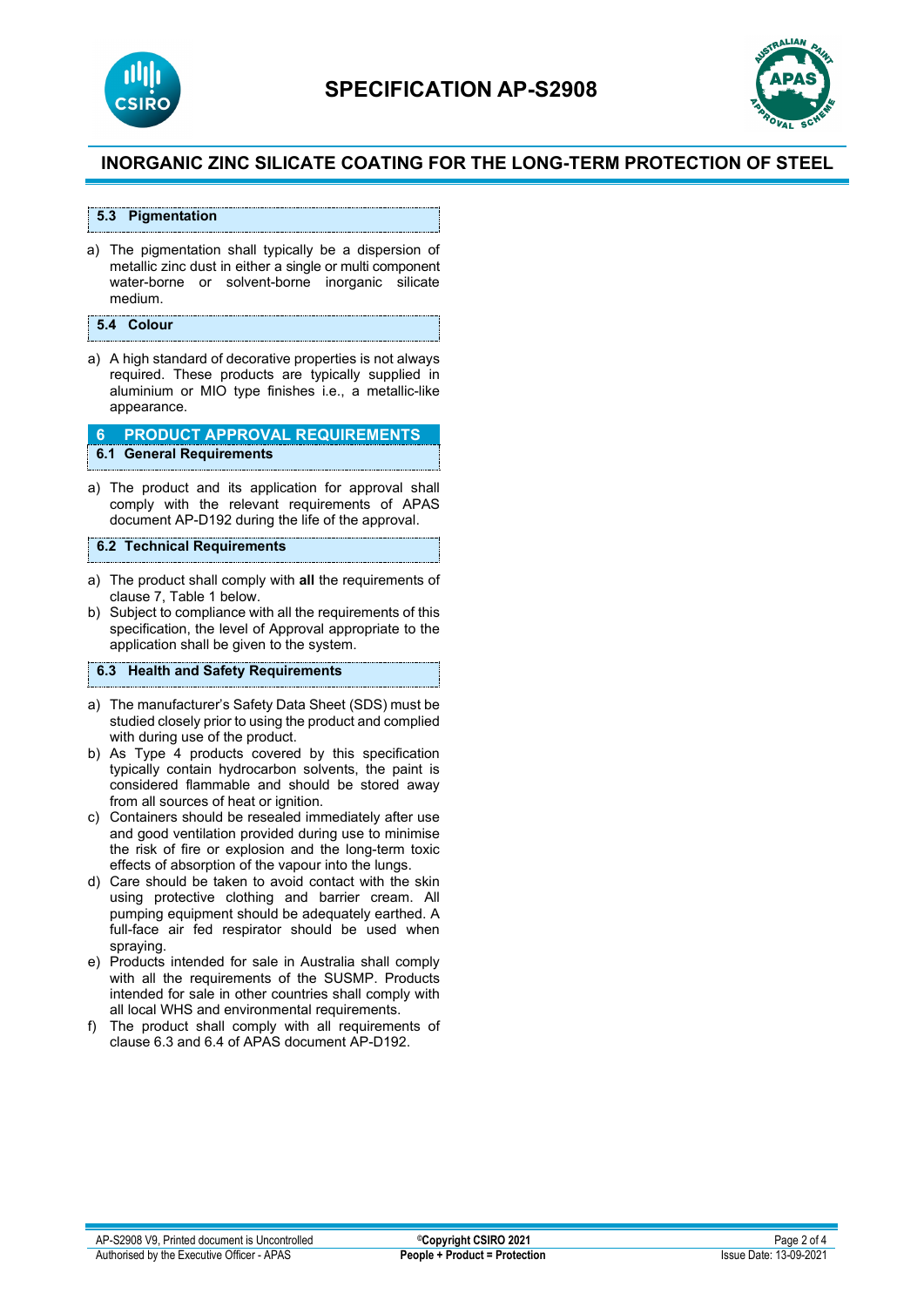### 5.3 Pigmentation

a) The pigmentation shall typically be a dispersion of metallic zinc dust in either a single or multi component water-borne or solvent-borne inorganic silicate medium.

### 5.4 Colour

a) A high standard of decorative properties is not always required. These products are typically supplied in aluminium or MIO type finishes i.e., a metallic-like appearance.

## 6 PRODUCT APPROVAL REQUIREMENTS

### 6.1 General Requirements

a) The product and its application for approval shall comply with the relevant requirements of APAS document AP-D192 during the life of the approval.

### 6.2 Technical Requirements

a) The product shall comply with **all** the requirements of clause 7, Table 1 below.
b) Subject to compliance with all the requirements of this specification, the level of Approval appropriate to the application shall be given to the system.

### 6.3 Health and Safety Requirements

a) The manufacturer's Safety Data Sheet (SDS) must be studied closely prior to using the product and complied with during use of the product.
b) As Type 4 products covered by this specification typically contain hydrocarbon solvents, the paint is considered flammable and should be stored away from all sources of heat or ignition.
c) Containers should be resealed immediately after use and good ventilation provided during use to minimise the risk of fire or explosion and the long-term toxic effects of absorption of the vapour into the lungs.
d) Care should be taken to avoid contact with the skin using protective clothing and barrier cream. All pumping equipment should be adequately earthed. A full-face air fed respirator should be used when spraying.
e) Products intended for sale in Australia shall comply with all the requirements of the SUSMP. Products intended for sale in other countries shall comply with all local WHS and environmental requirements.
f) The product shall comply with all requirements of clause 6.3 and 6.4 of APAS document AP-D192.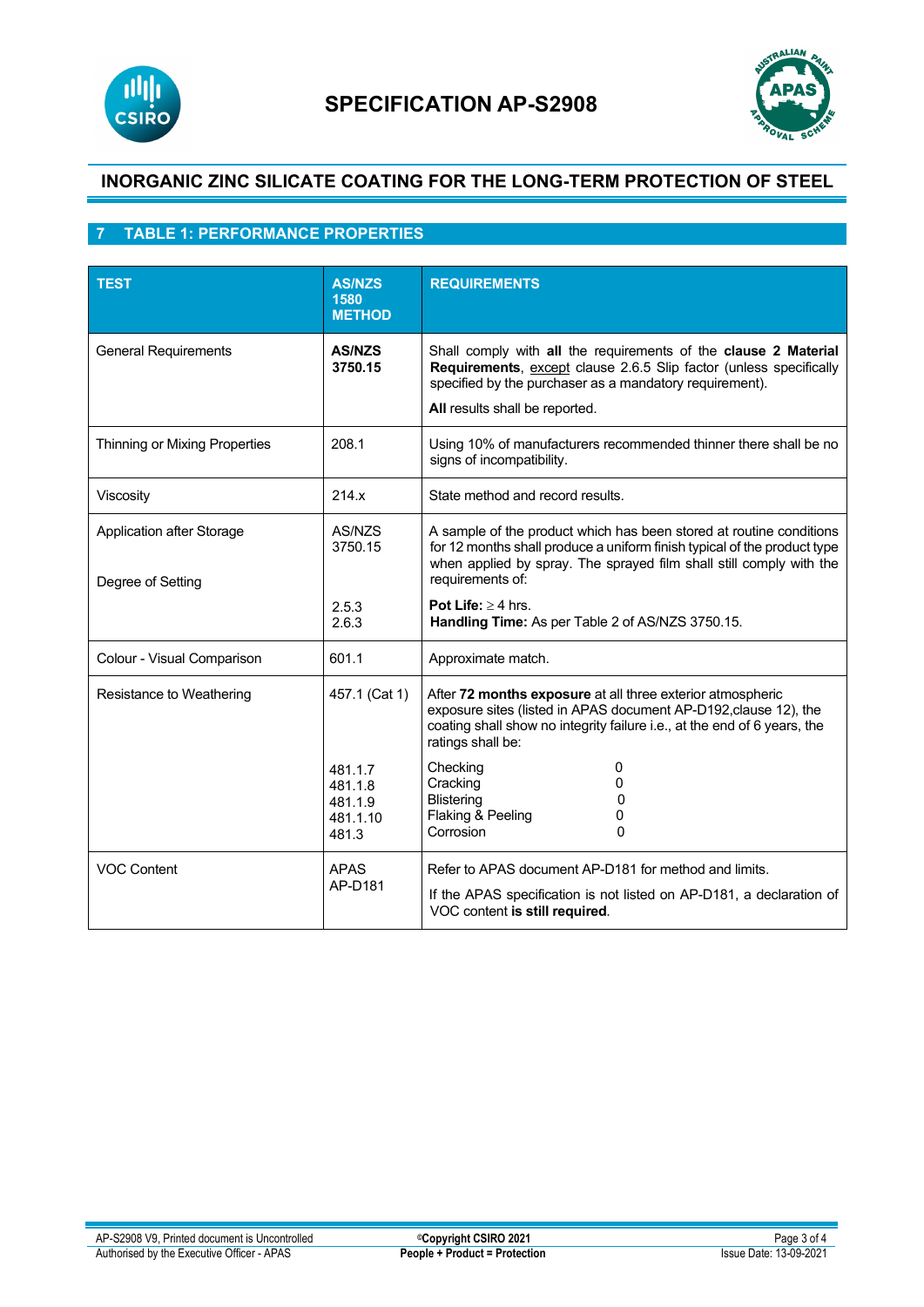# SPECIFICATION AP-S2908

## INORGANIC ZINC SILICATE COATING FOR THE LONG-TERM PROTECTION OF STEEL

## 7 TABLE 1: PERFORMANCE PROPERTIES

| TEST | AS/NZS 1580 METHOD | REQUIREMENTS |
|---|---|---|
| General Requirements | **AS/NZS 3750.15** | Shall comply with **all** the requirements of the **clause 2 Material Requirements**, except clause 2.6.5 Slip factor (unless specifically specified by the purchaser as a mandatory requirement).<br>**All** results shall be reported. |
| Thinning or Mixing Properties | 208.1 | Using 10% of manufacturers recommended thinner there shall be no signs of incompatibility. |
| Viscosity | 214.x | State method and record results. |
| Application after Storage<br><br>Degree of Setting | AS/NZS 3750.15<br><br>2.5.3<br>2.6.3 | A sample of the product which has been stored at routine conditions for 12 months shall produce a uniform finish typical of the product type when applied by spray. The sprayed film shall still comply with the requirements of:<br>**Pot Life:** ≥ 4 hrs.<br>**Handling Time:** As per Table 2 of AS/NZS 3750.15. |
| Colour - Visual Comparison | 601.1 | Approximate match. |
| Resistance to Weathering | 457.1 (Cat 1)<br><br>481.1.7<br>481.1.8<br>481.1.9<br>481.1.10<br>481.3 | After **72 months exposure** at all three exterior atmospheric exposure sites (listed in APAS document AP-D192,clause 12), the coating shall show no integrity failure i.e., at the end of 6 years, the ratings shall be:<br>Checking 0<br>Cracking 0<br>Blistering 0<br>Flaking & Peeling 0<br>Corrosion 0 |
| VOC Content | APAS AP-D181 | Refer to APAS document AP-D181 for method and limits.<br>If the APAS specification is not listed on AP-D181, a declaration of VOC content **is still required**. |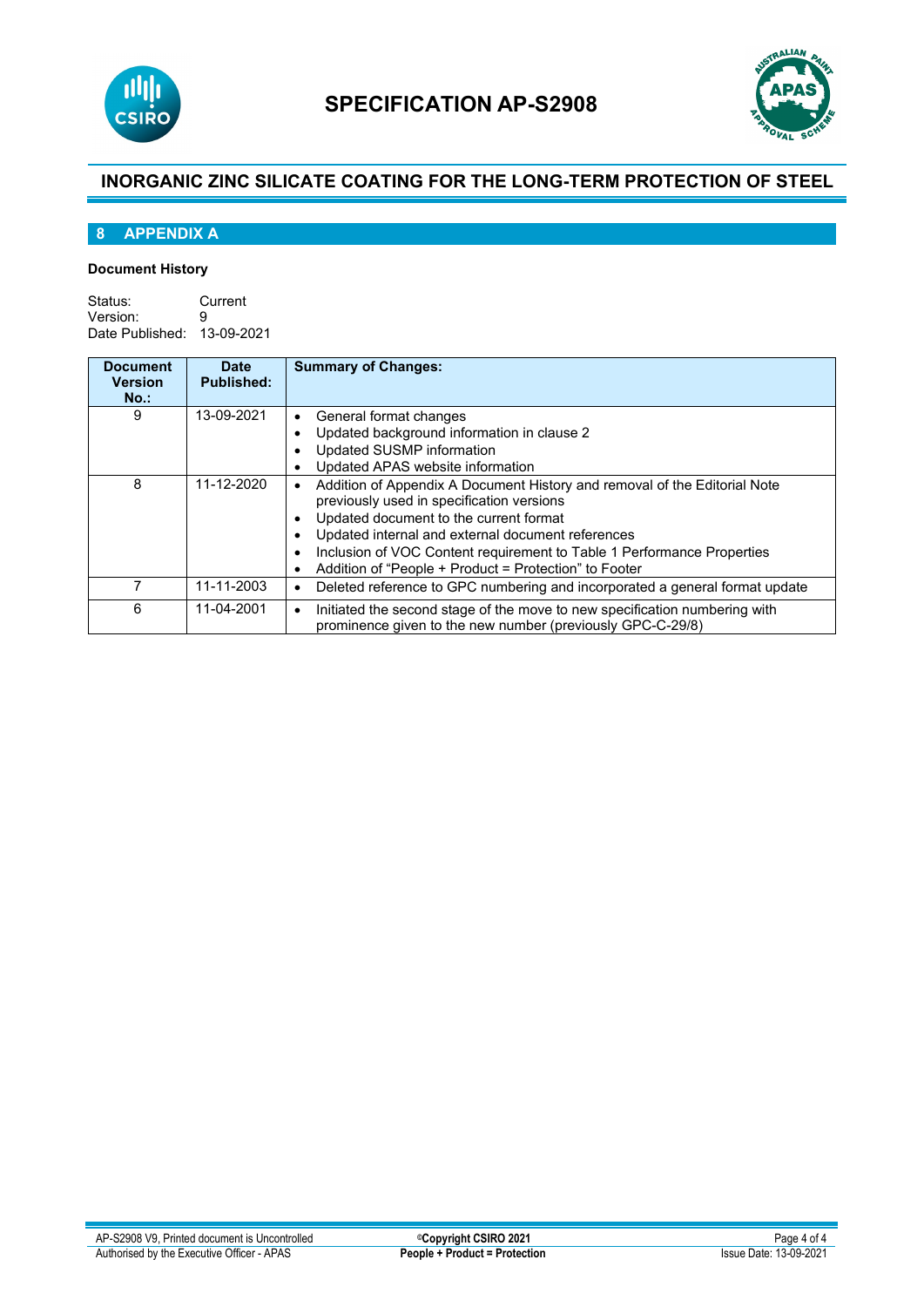## 8 APPENDIX A

**Document History**

Status: Current
Version: 9
Date Published: 13-09-2021

| Document Version No.: | Date Published: | Summary of Changes: |
|---|---|---|
| 9 | 13-09-2021 | • General format changes<br>• Updated background information in clause 2<br>• Updated SUSMP information<br>• Updated APAS website information |
| 8 | 11-12-2020 | • Addition of Appendix A Document History and removal of the Editorial Note previously used in specification versions<br>• Updated document to the current format<br>• Updated internal and external document references<br>• Inclusion of VOC Content requirement to Table 1 Performance Properties<br>• Addition of "People + Product = Protection" to Footer |
| 7 | 11-11-2003 | • Deleted reference to GPC numbering and incorporated a general format update |
| 6 | 11-04-2001 | • Initiated the second stage of the move to new specification numbering with prominence given to the new number (previously GPC-C-29/8) |